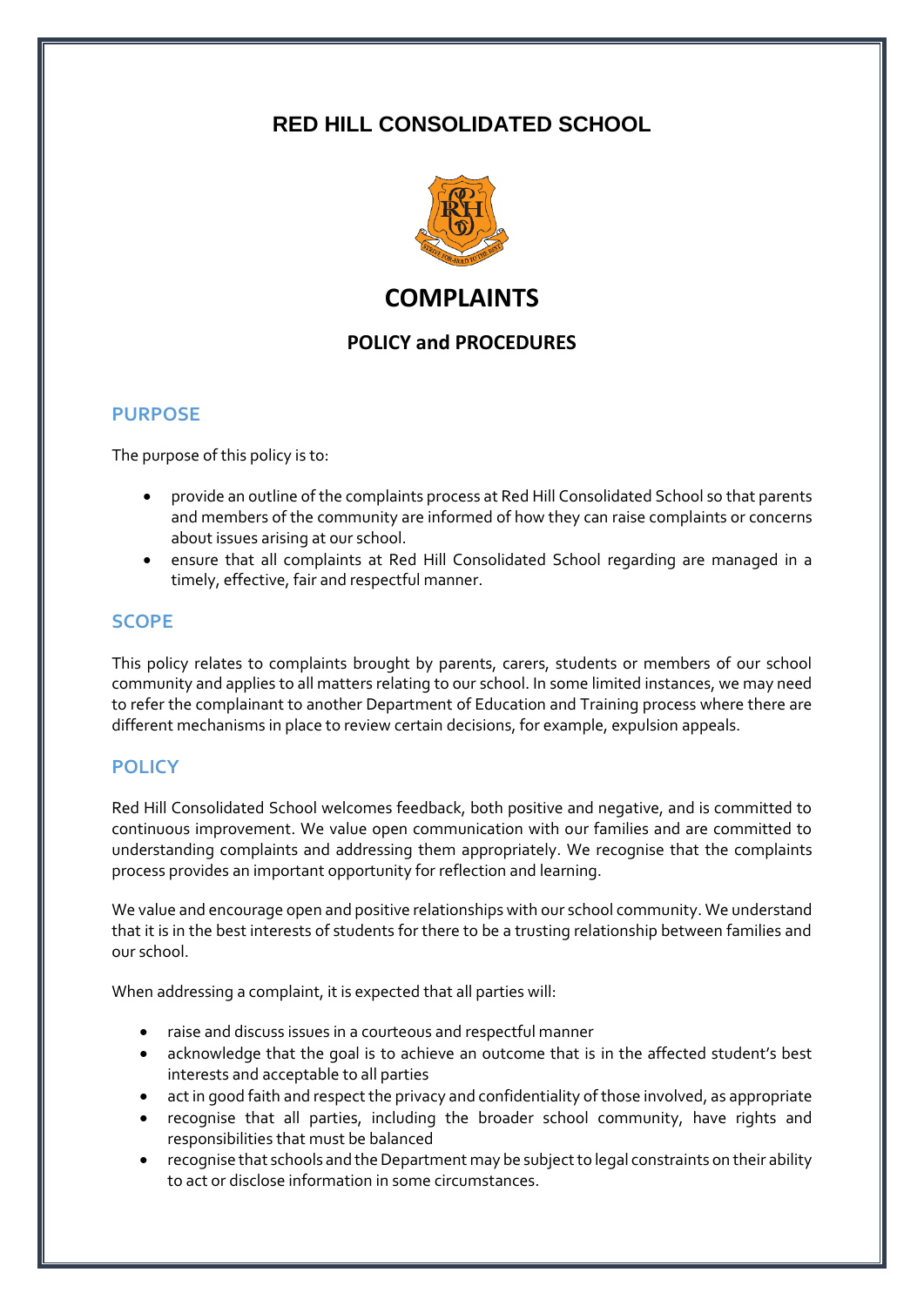# RED HILL CONSOLIDATED SCHOOL

# COMPLAINTS

## POLICY and PROCEDURES

## PURPOSE

The purpose of this policy is to:

- provide an outline of the complaints process at Red Hill Consolidated School so that parents and members of the community are informed of how they can raise complaints or concerns about issues arising at our school.
- ensure that all complaints at Red Hill Consolidated School regarding are managed in a timely, effective, fair and respectful manner.

## SCOPE

This policy relates to complaints brought by parents, carers, students or members of our school community and applies to all matters relating to our school. In some limited instances, we may need to refer the complainant to another Department of Education and Training process where there are different mechanisms in place to review certain decisions, for example, expulsion appeals.

## POLICY

Red Hill Consolidated School welcomes feedback, both positive and negative, and is committed to continuous improvement. We value open communication with our families and are committed to understanding complaints and addressing them appropriately. We recognise that the complaints process provides an important opportunity for reflection and learning.

We value and encourage open and positive relationships with our school community. We understand that it is in the best interests of students for there to be a trusting relationship between families and our school.

When addressing a complaint, it is expected that all parties will:

- raise and discuss issues in a courteous and respectful manner
- acknowledge that the goal is to achieve an outcome that is in the affected student's best interests and acceptable to all parties
- act in good faith and respect the privacy and confidentiality of those involved, as appropriate
- recognise that all parties, including the broader school community, have rights and responsibilities that must be balanced
- recognise that schools and the Department may be subject to legal constraints on their ability to act or disclose information in some circumstances.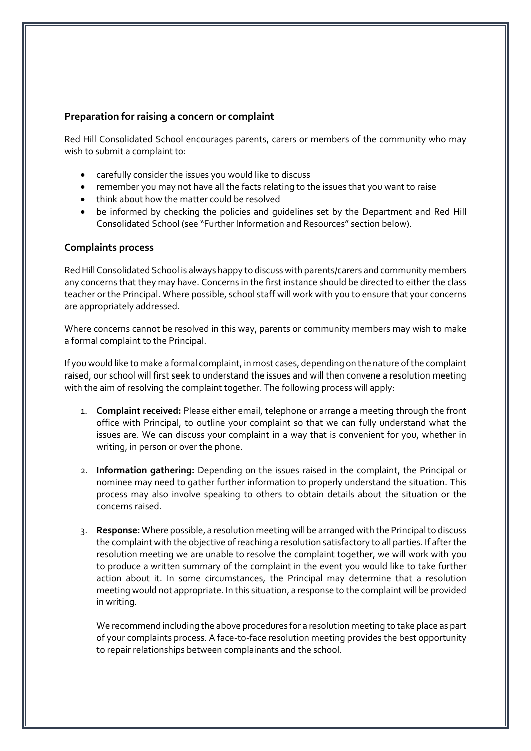## Preparation for raising a concern or complaint

Red Hill Consolidated School encourages parents, carers or members of the community who may wish to submit a complaint to:

- carefully consider the issues you would like to discuss
- remember you may not have all the facts relating to the issues that you want to raise
- think about how the matter could be resolved
- be informed by checking the policies and guidelines set by the Department and Red Hill Consolidated School (see "Further Information and Resources" section below).

## Complaints process

Red Hill Consolidated School is always happy to discuss with parents/carers and community members any concerns that they may have. Concerns in the first instance should be directed to either the class teacher or the Principal. Where possible, school staff will work with you to ensure that your concerns are appropriately addressed.

Where concerns cannot be resolved in this way, parents or community members may wish to make a formal complaint to the Principal.

If you would like to make a formal complaint, in most cases, depending on the nature of the complaint raised, our school will first seek to understand the issues and will then convene a resolution meeting with the aim of resolving the complaint together. The following process will apply:

1. **Complaint received:** Please either email, telephone or arrange a meeting through the front office with Principal, to outline your complaint so that we can fully understand what the issues are. We can discuss your complaint in a way that is convenient for you, whether in writing, in person or over the phone.

2. **Information gathering:** Depending on the issues raised in the complaint, the Principal or nominee may need to gather further information to properly understand the situation. This process may also involve speaking to others to obtain details about the situation or the concerns raised.

3. **Response:** Where possible, a resolution meeting will be arranged with the Principal to discuss the complaint with the objective of reaching a resolution satisfactory to all parties. If after the resolution meeting we are unable to resolve the complaint together, we will work with you to produce a written summary of the complaint in the event you would like to take further action about it. In some circumstances, the Principal may determine that a resolution meeting would not appropriate. In this situation, a response to the complaint will be provided in writing.

   We recommend including the above procedures for a resolution meeting to take place as part of your complaints process. A face-to-face resolution meeting provides the best opportunity to repair relationships between complainants and the school.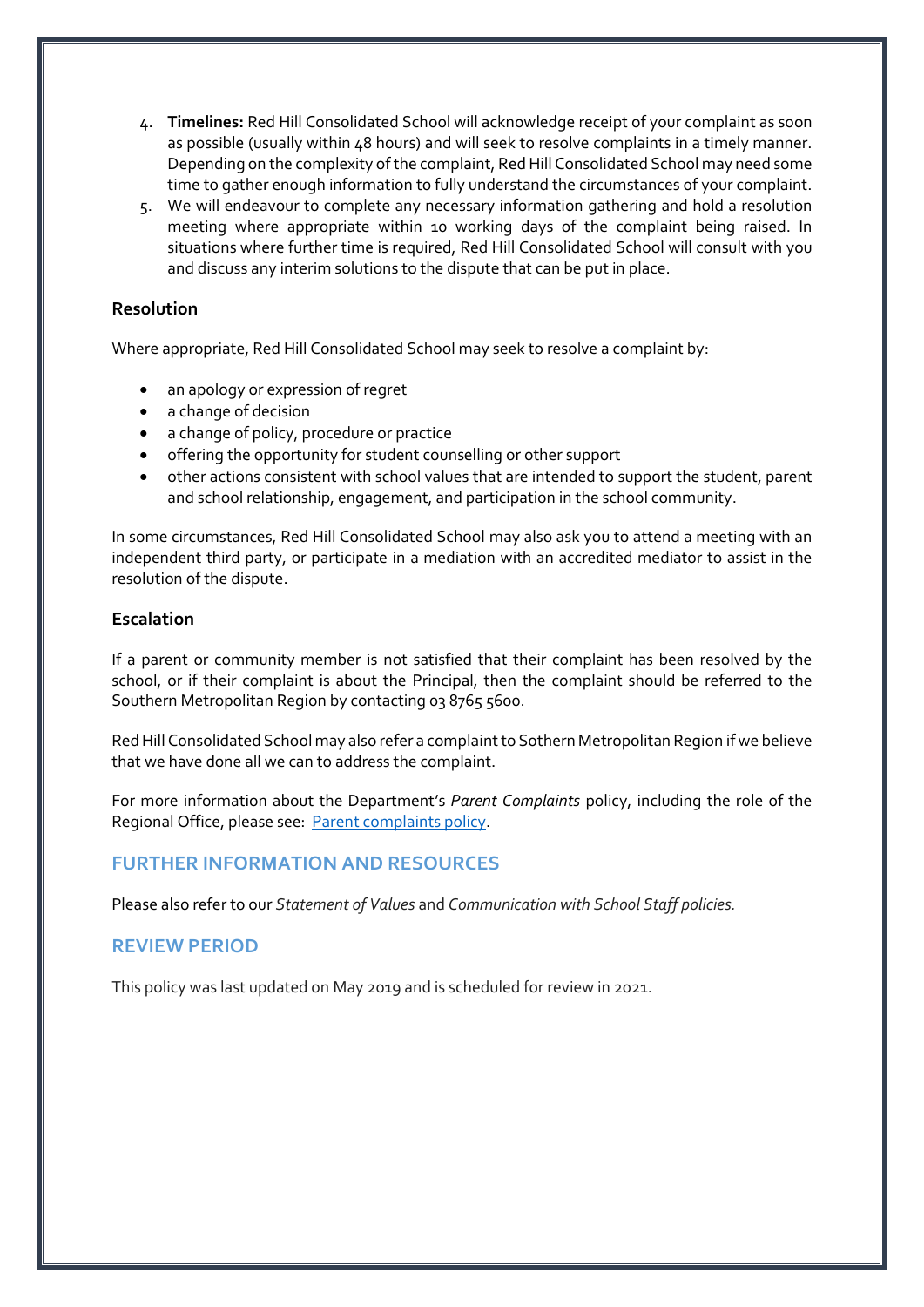4. **Timelines:** Red Hill Consolidated School will acknowledge receipt of your complaint as soon as possible (usually within 48 hours) and will seek to resolve complaints in a timely manner. Depending on the complexity of the complaint, Red Hill Consolidated School may need some time to gather enough information to fully understand the circumstances of your complaint.
5. We will endeavour to complete any necessary information gathering and hold a resolution meeting where appropriate within 10 working days of the complaint being raised. In situations where further time is required, Red Hill Consolidated School will consult with you and discuss any interim solutions to the dispute that can be put in place.

### Resolution

Where appropriate, Red Hill Consolidated School may seek to resolve a complaint by:

- an apology or expression of regret
- a change of decision
- a change of policy, procedure or practice
- offering the opportunity for student counselling or other support
- other actions consistent with school values that are intended to support the student, parent and school relationship, engagement, and participation in the school community.

In some circumstances, Red Hill Consolidated School may also ask you to attend a meeting with an independent third party, or participate in a mediation with an accredited mediator to assist in the resolution of the dispute.

### Escalation

If a parent or community member is not satisfied that their complaint has been resolved by the school, or if their complaint is about the Principal, then the complaint should be referred to the Southern Metropolitan Region by contacting 03 8765 5600.

Red Hill Consolidated School may also refer a complaint to Sothern Metropolitan Region if we believe that we have done all we can to address the complaint.

For more information about the Department's *Parent Complaints* policy, including the role of the Regional Office, please see: [Parent complaints policy](#).

## FURTHER INFORMATION AND RESOURCES

Please also refer to our *Statement of Values* and *Communication with School Staff policies.*

## REVIEW PERIOD

This policy was last updated on May 2019 and is scheduled for review in 2021.